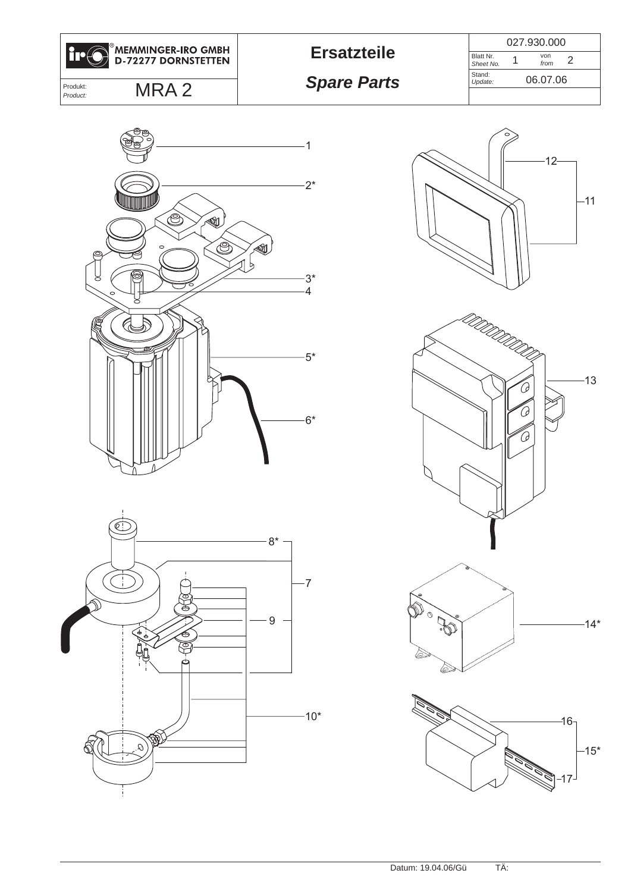| MEMMINGER-IRO GMBH D-72277 DORNSTETTEN | **Ersatzteile** | 027.930.000 |
|---|---|---|
| Produkt: *Product:* MRA 2 | ***Spare Parts*** | Blatt Nr. *Sheet No.* 1 von *from* 2 |
| | | Stand: *Update:* 06.07.06 |

1
2*
3*
4
5*
6*
7
8*
9
10*
11
12
13
14*
15*
16
17

Datum: 19.04.06/Gü TÄ: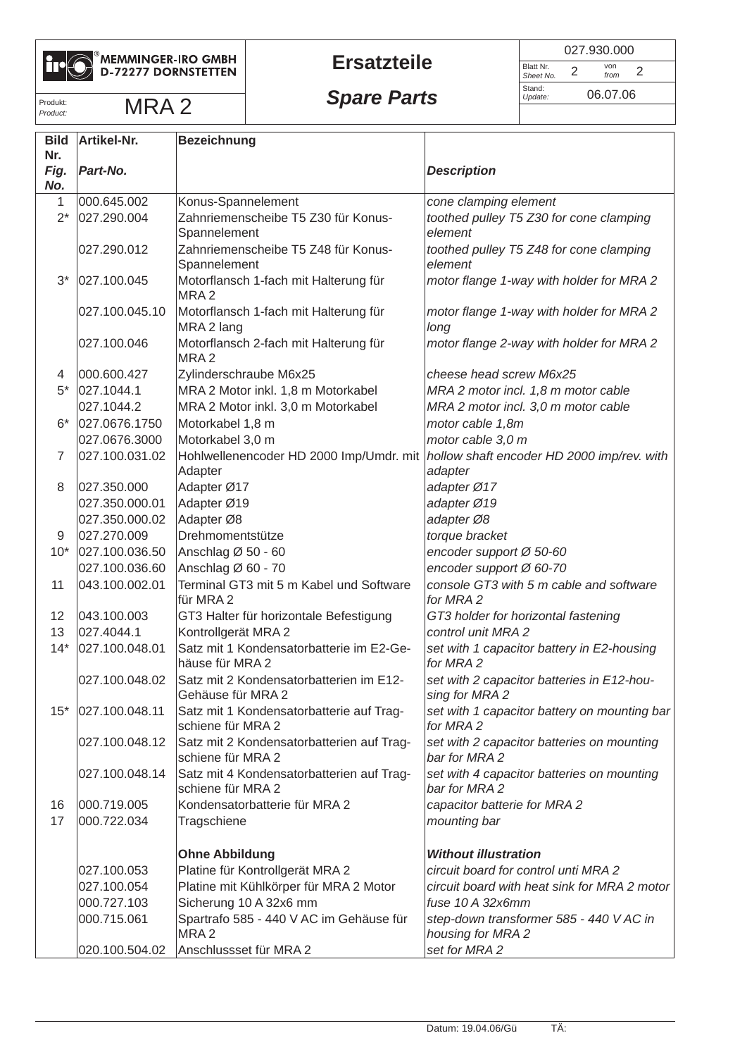MEMMINGER-IRO GMBH
D-72277 DORNSTETTEN

Produkt: / *Product:* MRA 2

# Ersatzteile

## *Spare Parts*

027.930.000

Blatt Nr. / *Sheet No.* 2 von / *from* 2

Stand: / *Update:* 06.07.06

| Bild Nr. *Fig. No.* | Artikel-Nr. *Part-No.* | Bezeichnung | *Description* |
|---|---|---|---|
| 1 | 000.645.002 | Konus-Spannelement | *cone clamping element* |
| 2* | 027.290.004 | Zahnriemenscheibe T5 Z30 für Konus-Spannelement | *toothed pulley T5 Z30 for cone clamping element* |
| | 027.290.012 | Zahnriemenscheibe T5 Z48 für Konus-Spannelement | *toothed pulley T5 Z48 for cone clamping element* |
| 3* | 027.100.045 | Motorflansch 1-fach mit Halterung für MRA 2 | *motor flange 1-way with holder for MRA 2* |
| | 027.100.045.10 | Motorflansch 1-fach mit Halterung für MRA 2 lang | *motor flange 1-way with holder for MRA 2 long* |
| | 027.100.046 | Motorflansch 2-fach mit Halterung für MRA 2 | *motor flange 2-way with holder for MRA 2* |
| 4 | 000.600.427 | Zylinderschraube M6x25 | *cheese head screw M6x25* |
| 5* | 027.1044.1 | MRA 2 Motor inkl. 1,8 m Motorkabel | *MRA 2 motor incl. 1,8 m motor cable* |
| | 027.1044.2 | MRA 2 Motor inkl. 3,0 m Motorkabel | *MRA 2 motor incl. 3,0 m motor cable* |
| 6* | 027.0676.1750 | Motorkabel 1,8 m | *motor cable 1,8m* |
| | 027.0676.3000 | Motorkabel 3,0 m | *motor cable 3,0 m* |
| 7 | 027.100.031.02 | Hohlwellenencoder HD 2000 Imp/Umdr. mit Adapter | *hollow shaft encoder HD 2000 imp/rev. with adapter* |
| 8 | 027.350.000 | Adapter Ø17 | *adapter Ø17* |
| | 027.350.000.01 | Adapter Ø19 | *adapter Ø19* |
| | 027.350.000.02 | Adapter Ø8 | *adapter Ø8* |
| 9 | 027.270.009 | Drehmomentstütze | *torque bracket* |
| 10* | 027.100.036.50 | Anschlag Ø 50 - 60 | *encoder support Ø 50-60* |
| | 027.100.036.60 | Anschlag Ø 60 - 70 | *encoder support Ø 60-70* |
| 11 | 043.100.002.01 | Terminal GT3 mit 5 m Kabel und Software für MRA 2 | *console GT3 with 5 m cable and software for MRA 2* |
| 12 | 043.100.003 | GT3 Halter für horizontale Befestigung | *GT3 holder for horizontal fastening* |
| 13 | 027.4044.1 | Kontrollgerät MRA 2 | *control unit MRA 2* |
| 14* | 027.100.048.01 | Satz mit 1 Kondensatorbatterie im E2-Gehäuse für MRA 2 | *set with 1 capacitor battery in E2-housing for MRA 2* |
| | 027.100.048.02 | Satz mit 2 Kondensatorbatterien im E12-Gehäuse für MRA 2 | *set with 2 capacitor batteries in E12-housing for MRA 2* |
| 15* | 027.100.048.11 | Satz mit 1 Kondensatorbatterie auf Tragschiene für MRA 2 | *set with 1 capacitor battery on mounting bar for MRA 2* |
| | 027.100.048.12 | Satz mit 2 Kondensatorbatterien auf Tragschiene für MRA 2 | *set with 2 capacitor batteries on mounting bar for MRA 2* |
| | 027.100.048.14 | Satz mit 4 Kondensatorbatterien auf Tragschiene für MRA 2 | *set with 4 capacitor batteries on mounting bar for MRA 2* |
| 16 | 000.719.005 | Kondensatorbatterie für MRA 2 | *capacitor batterie for MRA 2* |
| 17 | 000.722.034 | Tragschiene | *mounting bar* |
| | | **Ohne Abbildung** | ***Without illustration*** |
| | 027.100.053 | Platine für Kontrollgerät MRA 2 | *circuit board for control unti MRA 2* |
| | 027.100.054 | Platine mit Kühlkörper für MRA 2 Motor | *circuit board with heat sink for MRA 2 motor* |
| | 000.727.103 | Sicherung 10 A 32x6 mm | *fuse 10 A 32x6mm* |
| | 000.715.061 | Spartrafo 585 - 440 V AC im Gehäuse für MRA 2 | *step-down transformer 585 - 440 V AC in housing for MRA 2* |
| | 020.100.504.02 | Anschlussset für MRA 2 | *set for MRA 2* |

Datum: 19.04.06/Gü TÄ: